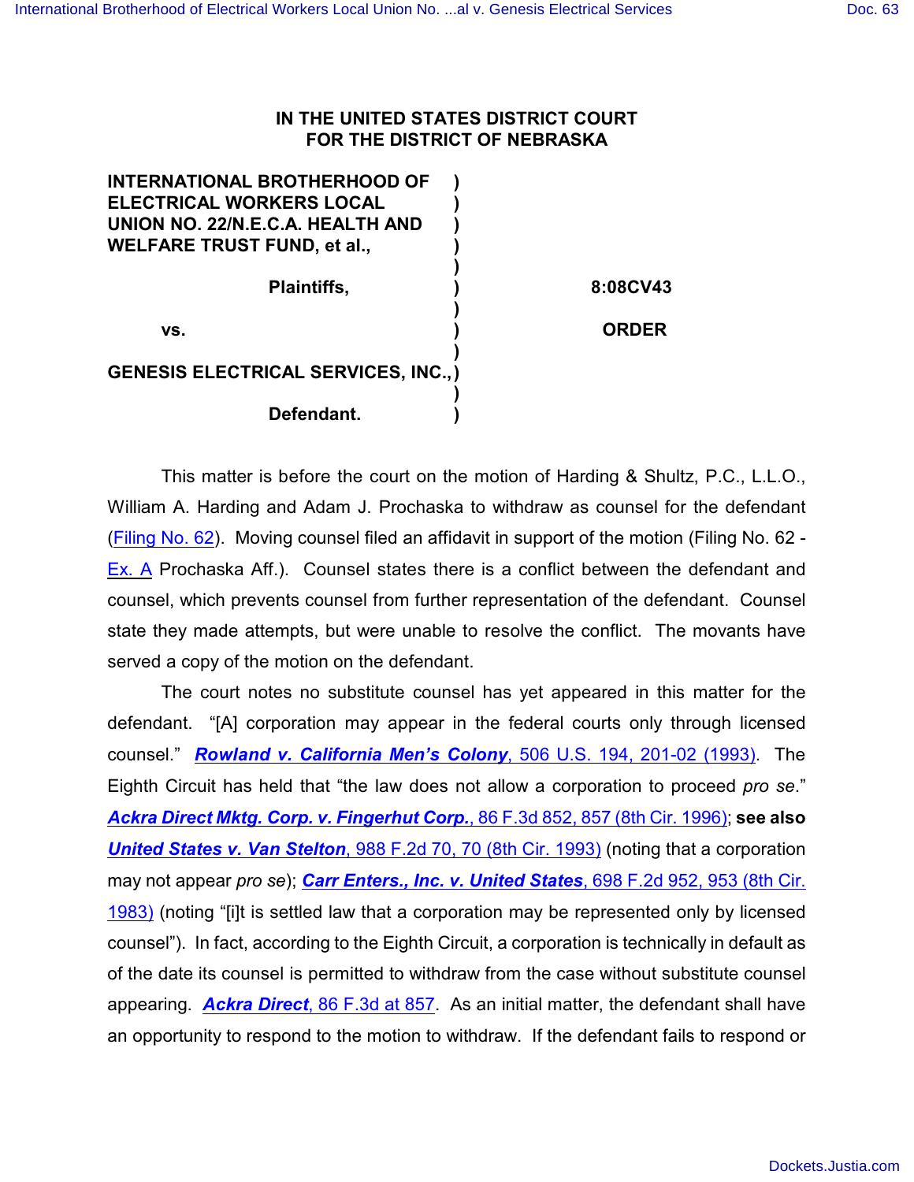**IN THE UNITED STATES DISTRICT COURT**
**FOR THE DISTRICT OF NEBRASKA**

| | | |
|---|---|---|
| **INTERNATIONAL BROTHERHOOD OF ELECTRICAL WORKERS LOCAL UNION NO. 22/N.E.C.A. HEALTH AND WELFARE TRUST FUND, et al.,** | ) | |
| **Plaintiffs,** | ) | **8:08CV43** |
| **vs.** | ) | **ORDER** |
| **GENESIS ELECTRICAL SERVICES, INC.,** | ) | |
| **Defendant.** | ) | |

This matter is before the court on the motion of Harding & Shultz, P.C., L.L.O., William A. Harding and Adam J. Prochaska to withdraw as counsel for the defendant (Filing No. 62). Moving counsel filed an affidavit in support of the motion (Filing No. 62 - Ex. A Prochaska Aff.). Counsel states there is a conflict between the defendant and counsel, which prevents counsel from further representation of the defendant. Counsel state they made attempts, but were unable to resolve the conflict. The movants have served a copy of the motion on the defendant.

The court notes no substitute counsel has yet appeared in this matter for the defendant. "[A] corporation may appear in the federal courts only through licensed counsel." ***Rowland v. California Men's Colony***, 506 U.S. 194, 201-02 (1993). The Eighth Circuit has held that "the law does not allow a corporation to proceed *pro se*." ***Ackra Direct Mktg. Corp. v. Fingerhut Corp.***, 86 F.3d 852, 857 (8th Cir. 1996); **see also *United States v. Van Stelton***, 988 F.2d 70, 70 (8th Cir. 1993) (noting that a corporation may not appear *pro se*); ***Carr Enters., Inc. v. United States***, 698 F.2d 952, 953 (8th Cir. 1983) (noting "[i]t is settled law that a corporation may be represented only by licensed counsel"). In fact, according to the Eighth Circuit, a corporation is technically in default as of the date its counsel is permitted to withdraw from the case without substitute counsel appearing. ***Ackra Direct***, 86 F.3d at 857. As an initial matter, the defendant shall have an opportunity to respond to the motion to withdraw. If the defendant fails to respond or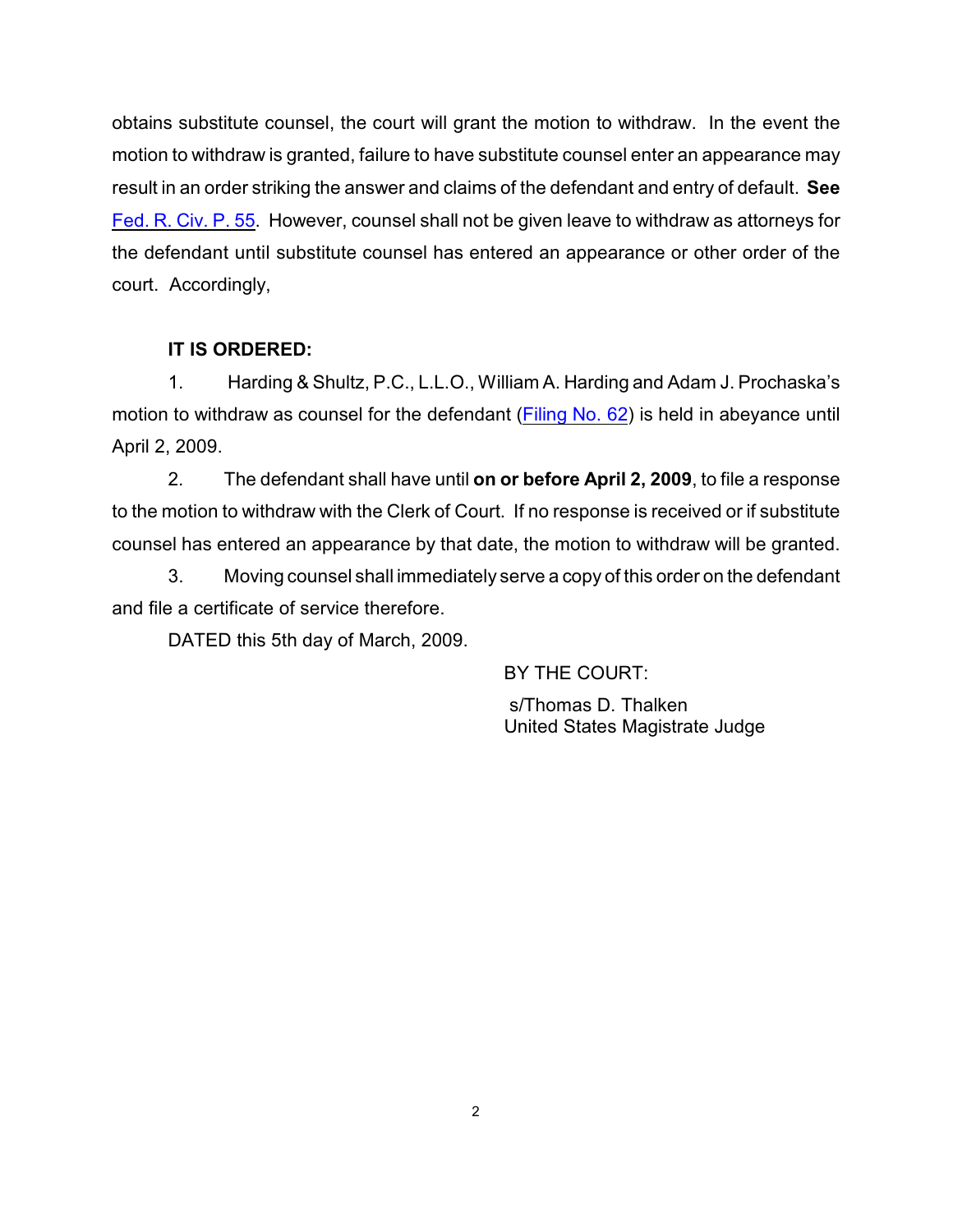obtains substitute counsel, the court will grant the motion to withdraw. In the event the motion to withdraw is granted, failure to have substitute counsel enter an appearance may result in an order striking the answer and claims of the defendant and entry of default. **See** Fed. R. Civ. P. 55. However, counsel shall not be given leave to withdraw as attorneys for the defendant until substitute counsel has entered an appearance or other order of the court. Accordingly,

**IT IS ORDERED:**

1. Harding & Shultz, P.C., L.L.O., William A. Harding and Adam J. Prochaska's motion to withdraw as counsel for the defendant (Filing No. 62) is held in abeyance until April 2, 2009.

2. The defendant shall have until **on or before April 2, 2009**, to file a response to the motion to withdraw with the Clerk of Court. If no response is received or if substitute counsel has entered an appearance by that date, the motion to withdraw will be granted.

3. Moving counsel shall immediately serve a copy of this order on the defendant and file a certificate of service therefore.

DATED this 5th day of March, 2009.

BY THE COURT:

s/Thomas D. Thalken
United States Magistrate Judge